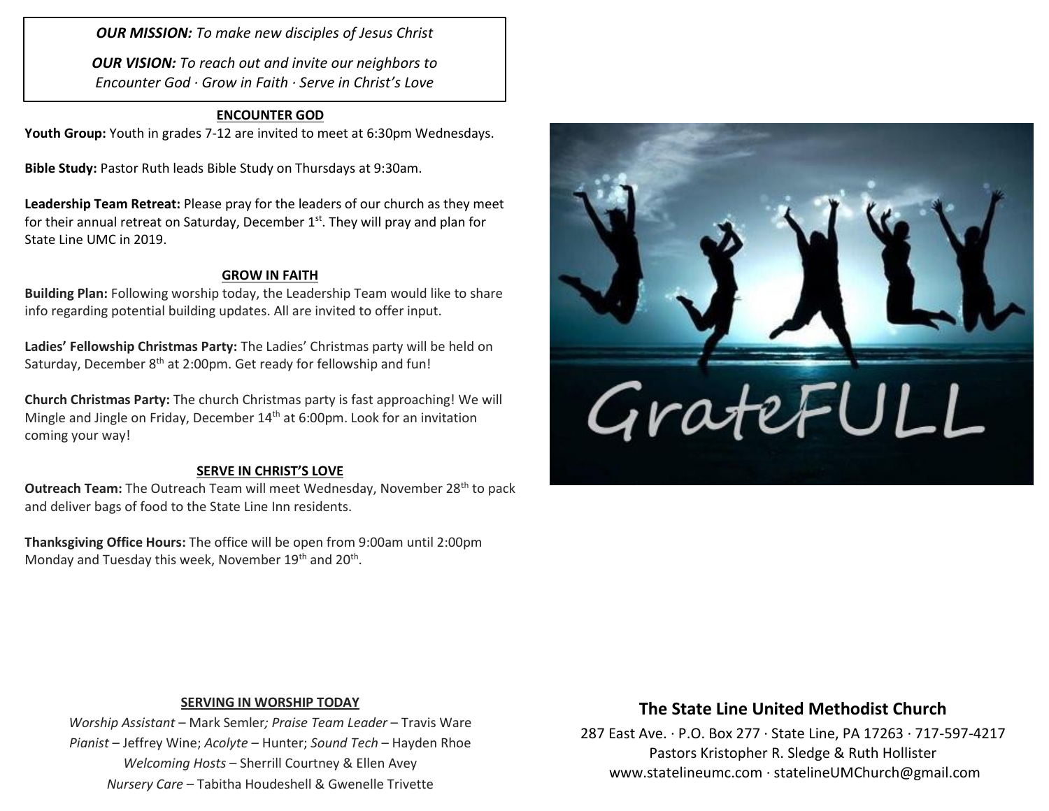***OUR MISSION:*** *To make new disciples of Jesus Christ*

***OUR VISION:*** *To reach out and invite our neighbors to Encounter God · Grow in Faith · Serve in Christ's Love*

## ENCOUNTER GOD

**Youth Group:** Youth in grades 7-12 are invited to meet at 6:30pm Wednesdays.

**Bible Study:** Pastor Ruth leads Bible Study on Thursdays at 9:30am.

**Leadership Team Retreat:** Please pray for the leaders of our church as they meet for their annual retreat on Saturday, December 1st. They will pray and plan for State Line UMC in 2019.

## GROW IN FAITH

**Building Plan:** Following worship today, the Leadership Team would like to share info regarding potential building updates. All are invited to offer input.

**Ladies' Fellowship Christmas Party:** The Ladies' Christmas party will be held on Saturday, December 8th at 2:00pm. Get ready for fellowship and fun!

**Church Christmas Party:** The church Christmas party is fast approaching! We will Mingle and Jingle on Friday, December 14th at 6:00pm. Look for an invitation coming your way!

## SERVE IN CHRIST'S LOVE

**Outreach Team:** The Outreach Team will meet Wednesday, November 28th to pack and deliver bags of food to the State Line Inn residents.

**Thanksgiving Office Hours:** The office will be open from 9:00am until 2:00pm Monday and Tuesday this week, November 19th and 20th.

GrateFULL

## SERVING IN WORSHIP TODAY

*Worship Assistant* – Mark Semler; *Praise Team Leader* – Travis Ware
*Pianist* – Jeffrey Wine; *Acolyte* – Hunter; *Sound Tech* – Hayden Rhoe
*Welcoming Hosts* – Sherrill Courtney & Ellen Avey
*Nursery Care* – Tabitha Houdeshell & Gwenelle Trivette

**The State Line United Methodist Church**

287 East Ave. · P.O. Box 277 · State Line, PA 17263 · 717-597-4217
Pastors Kristopher R. Sledge & Ruth Hollister
www.statelineumc.com · statelineUMChurch@gmail.com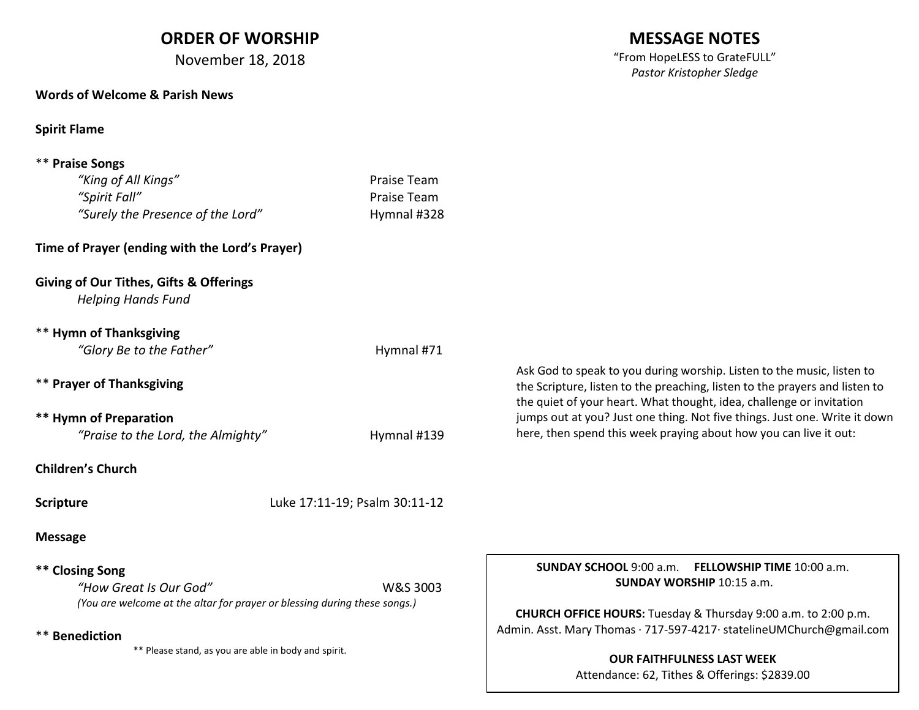## ORDER OF WORSHIP

November 18, 2018

**Words of Welcome & Parish News**

**Spirit Flame**

** **Praise Songs**

| | |
|---|---|
| *"King of All Kings"* | Praise Team |
| *"Spirit Fall"* | Praise Team |
| *"Surely the Presence of the Lord"* | Hymnal #328 |

**Time of Prayer (ending with the Lord's Prayer)**

**Giving of Our Tithes, Gifts & Offerings**

*Helping Hands Fund*

** **Hymn of Thanksgiving**

*"Glory Be to the Father"* Hymnal #71

** **Prayer of Thanksgiving**

**** Hymn of Preparation**

*"Praise to the Lord, the Almighty"* Hymnal #139

**Children's Church**

**Scripture** Luke 17:11-19; Psalm 30:11-12

**Message**

**** Closing Song**

*"How Great Is Our God"* W&S 3003

*(You are welcome at the altar for prayer or blessing during these songs.)*

** **Benediction**

** Please stand, as you are able in body and spirit.

## MESSAGE NOTES

"From HopeLESS to GrateFULL"

*Pastor Kristopher Sledge*

Ask God to speak to you during worship. Listen to the music, listen to the Scripture, listen to the preaching, listen to the prayers and listen to the quiet of your heart. What thought, idea, challenge or invitation jumps out at you? Just one thing. Not five things. Just one. Write it down here, then spend this week praying about how you can live it out:

**SUNDAY SCHOOL** 9:00 a.m. **FELLOWSHIP TIME** 10:00 a.m.
**SUNDAY WORSHIP** 10:15 a.m.

**CHURCH OFFICE HOURS:** Tuesday & Thursday 9:00 a.m. to 2:00 p.m.
Admin. Asst. Mary Thomas · 717-597-4217· statelineUMChurch@gmail.com

**OUR FAITHFULNESS LAST WEEK**
Attendance: 62, Tithes & Offerings: $2839.00